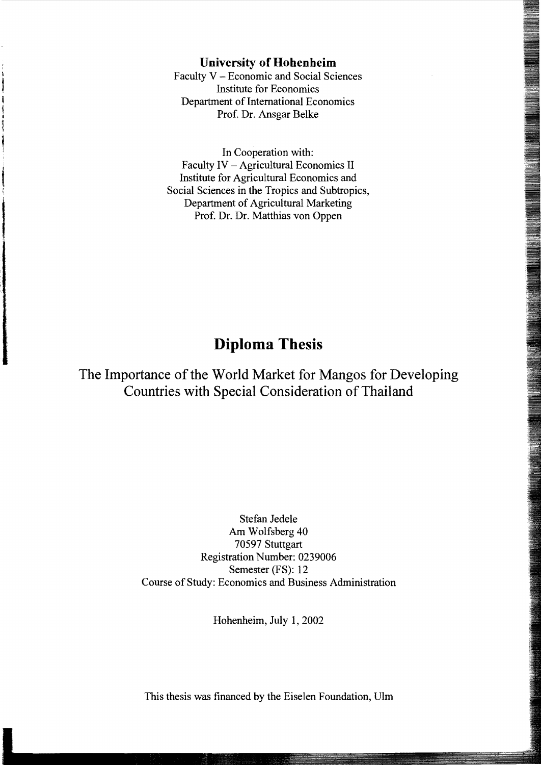**University of Hohenheim**

Faculty V – Economic and Social Sciences
Institute for Economics
Department of International Economics
Prof. Dr. Ansgar Belke

In Cooperation with:
Faculty IV – Agricultural Economics II
Institute for Agricultural Economics and
Social Sciences in the Tropics and Subtropics,
Department of Agricultural Marketing
Prof. Dr. Dr. Matthias von Oppen

# Diploma Thesis

## The Importance of the World Market for Mangos for Developing Countries with Special Consideration of Thailand

Stefan Jedele
Am Wolfsberg 40
70597 Stuttgart
Registration Number: 0239006
Semester (FS): 12
Course of Study: Economics and Business Administration

Hohenheim, July 1, 2002

This thesis was financed by the Eiselen Foundation, Ulm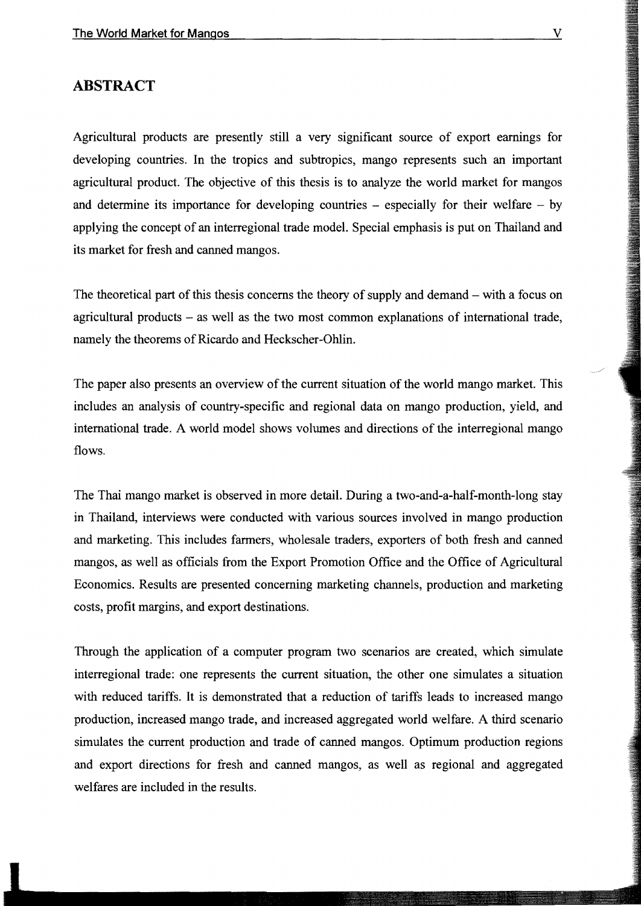## ABSTRACT

Agricultural products are presently still a very significant source of export earnings for developing countries. In the tropics and subtropics, mango represents such an important agricultural product. The objective of this thesis is to analyze the world market for mangos and determine its importance for developing countries – especially for their welfare – by applying the concept of an interregional trade model. Special emphasis is put on Thailand and its market for fresh and canned mangos.

The theoretical part of this thesis concerns the theory of supply and demand – with a focus on agricultural products – as well as the two most common explanations of international trade, namely the theorems of Ricardo and Heckscher-Ohlin.

The paper also presents an overview of the current situation of the world mango market. This includes an analysis of country-specific and regional data on mango production, yield, and international trade. A world model shows volumes and directions of the interregional mango flows.

The Thai mango market is observed in more detail. During a two-and-a-half-month-long stay in Thailand, interviews were conducted with various sources involved in mango production and marketing. This includes farmers, wholesale traders, exporters of both fresh and canned mangos, as well as officials from the Export Promotion Office and the Office of Agricultural Economics. Results are presented concerning marketing channels, production and marketing costs, profit margins, and export destinations.

Through the application of a computer program two scenarios are created, which simulate interregional trade: one represents the current situation, the other one simulates a situation with reduced tariffs. It is demonstrated that a reduction of tariffs leads to increased mango production, increased mango trade, and increased aggregated world welfare. A third scenario simulates the current production and trade of canned mangos. Optimum production regions and export directions for fresh and canned mangos, as well as regional and aggregated welfares are included in the results.